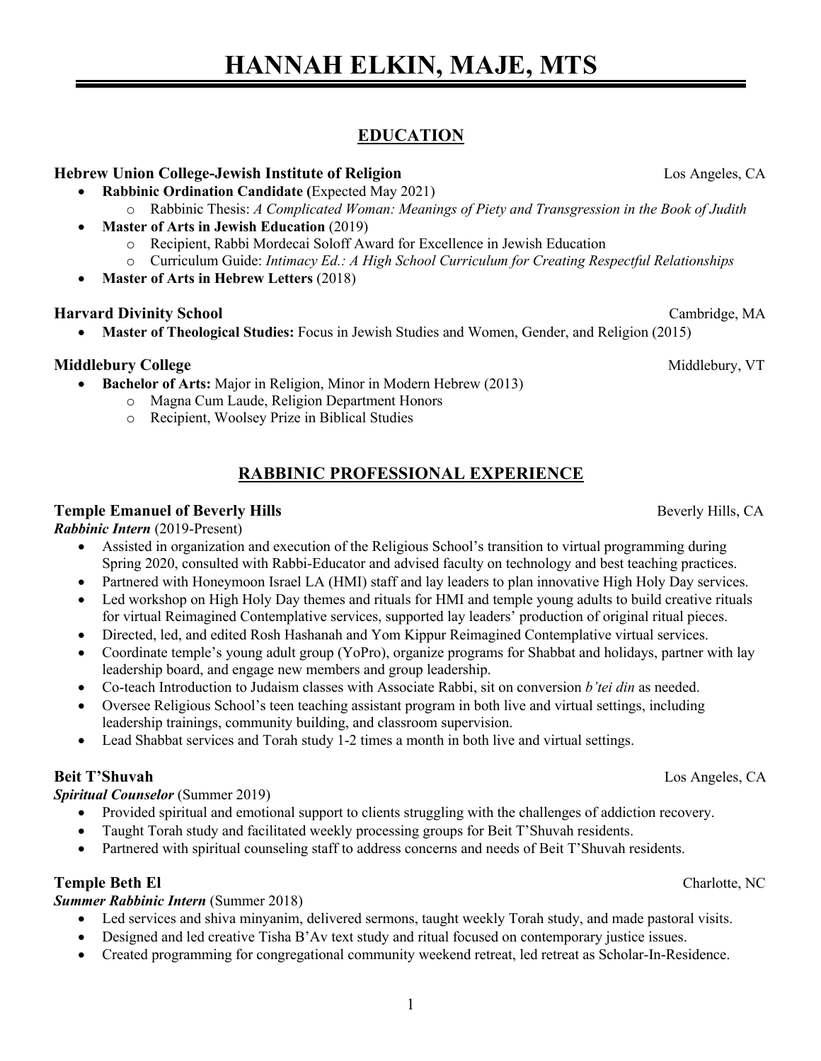# HANNAH ELKIN, MAJE, MTS

## EDUCATION

**Hebrew Union College-Jewish Institute of Religion** Los Angeles, CA

- **Rabbinic Ordination Candidate (**Expected May 2021)
  - Rabbinic Thesis: *A Complicated Woman: Meanings of Piety and Transgression in the Book of Judith*
- **Master of Arts in Jewish Education** (2019)
  - Recipient, Rabbi Mordecai Soloff Award for Excellence in Jewish Education
  - Curriculum Guide: *Intimacy Ed.: A High School Curriculum for Creating Respectful Relationships*
- **Master of Arts in Hebrew Letters** (2018)

**Harvard Divinity School** Cambridge, MA

- **Master of Theological Studies:** Focus in Jewish Studies and Women, Gender, and Religion (2015)

**Middlebury College** Middlebury, VT

- **Bachelor of Arts:** Major in Religion, Minor in Modern Hebrew (2013)
  - Magna Cum Laude, Religion Department Honors
  - Recipient, Woolsey Prize in Biblical Studies

## RABBINIC PROFESSIONAL EXPERIENCE

**Temple Emanuel of Beverly Hills** Beverly Hills, CA

***Rabbinic Intern*** (2019-Present)

- Assisted in organization and execution of the Religious School's transition to virtual programming during Spring 2020, consulted with Rabbi-Educator and advised faculty on technology and best teaching practices.
- Partnered with Honeymoon Israel LA (HMI) staff and lay leaders to plan innovative High Holy Day services.
- Led workshop on High Holy Day themes and rituals for HMI and temple young adults to build creative rituals for virtual Reimagined Contemplative services, supported lay leaders' production of original ritual pieces.
- Directed, led, and edited Rosh Hashanah and Yom Kippur Reimagined Contemplative virtual services.
- Coordinate temple's young adult group (YoPro), organize programs for Shabbat and holidays, partner with lay leadership board, and engage new members and group leadership.
- Co-teach Introduction to Judaism classes with Associate Rabbi, sit on conversion *b'tei din* as needed.
- Oversee Religious School's teen teaching assistant program in both live and virtual settings, including leadership trainings, community building, and classroom supervision.
- Lead Shabbat services and Torah study 1-2 times a month in both live and virtual settings.

**Beit T'Shuvah** Los Angeles, CA

***Spiritual Counselor*** (Summer 2019)

- Provided spiritual and emotional support to clients struggling with the challenges of addiction recovery.
- Taught Torah study and facilitated weekly processing groups for Beit T'Shuvah residents.
- Partnered with spiritual counseling staff to address concerns and needs of Beit T'Shuvah residents.

**Temple Beth El** Charlotte, NC

***Summer Rabbinic Intern*** (Summer 2018)

- Led services and shiva minyanim, delivered sermons, taught weekly Torah study, and made pastoral visits.
- Designed and led creative Tisha B'Av text study and ritual focused on contemporary justice issues.
- Created programming for congregational community weekend retreat, led retreat as Scholar-In-Residence.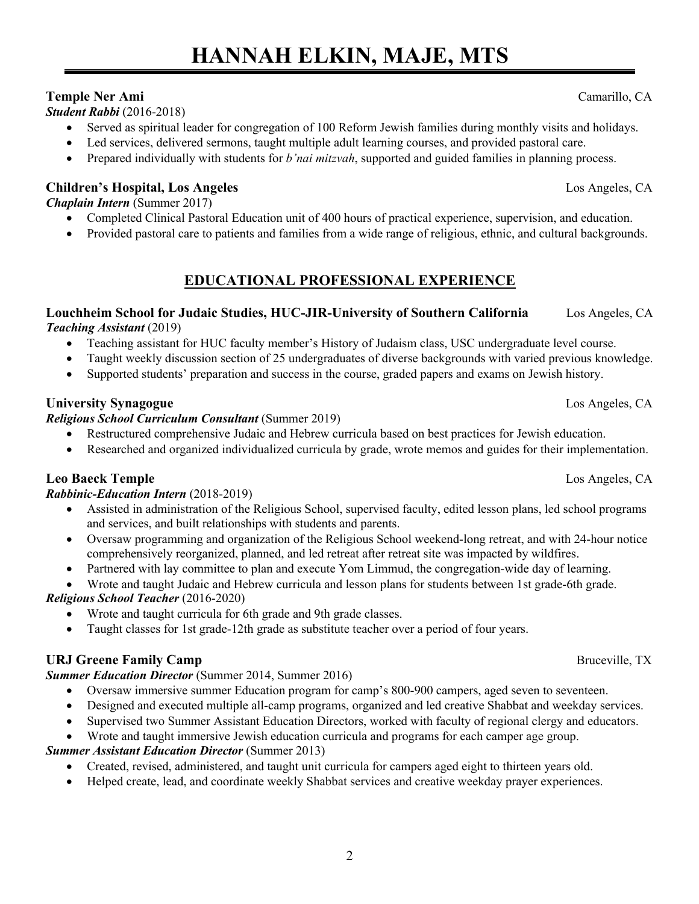# HANNAH ELKIN, MAJE, MTS

**Temple Ner Ami** Camarillo, CA
***Student Rabbi*** (2016-2018)

- Served as spiritual leader for congregation of 100 Reform Jewish families during monthly visits and holidays.
- Led services, delivered sermons, taught multiple adult learning courses, and provided pastoral care.
- Prepared individually with students for *b'nai mitzvah*, supported and guided families in planning process.

**Children's Hospital, Los Angeles** Los Angeles, CA
***Chaplain Intern*** (Summer 2017)

- Completed Clinical Pastoral Education unit of 400 hours of practical experience, supervision, and education.
- Provided pastoral care to patients and families from a wide range of religious, ethnic, and cultural backgrounds.

## EDUCATIONAL PROFESSIONAL EXPERIENCE

**Louchheim School for Judaic Studies, HUC-JIR-University of Southern California** Los Angeles, CA
***Teaching Assistant*** (2019)

- Teaching assistant for HUC faculty member's History of Judaism class, USC undergraduate level course.
- Taught weekly discussion section of 25 undergraduates of diverse backgrounds with varied previous knowledge.
- Supported students' preparation and success in the course, graded papers and exams on Jewish history.

**University Synagogue** Los Angeles, CA
***Religious School Curriculum Consultant*** (Summer 2019)

- Restructured comprehensive Judaic and Hebrew curricula based on best practices for Jewish education.
- Researched and organized individualized curricula by grade, wrote memos and guides for their implementation.

**Leo Baeck Temple** Los Angeles, CA
***Rabbinic-Education Intern*** (2018-2019)

- Assisted in administration of the Religious School, supervised faculty, edited lesson plans, led school programs and services, and built relationships with students and parents.
- Oversaw programming and organization of the Religious School weekend-long retreat, and with 24-hour notice comprehensively reorganized, planned, and led retreat after retreat site was impacted by wildfires.
- Partnered with lay committee to plan and execute Yom Limmud, the congregation-wide day of learning.
- Wrote and taught Judaic and Hebrew curricula and lesson plans for students between 1st grade-6th grade.

***Religious School Teacher*** (2016-2020)

- Wrote and taught curricula for 6th grade and 9th grade classes.
- Taught classes for 1st grade-12th grade as substitute teacher over a period of four years.

**URJ Greene Family Camp** Bruceville, TX
***Summer Education Director*** (Summer 2014, Summer 2016)

- Oversaw immersive summer Education program for camp's 800-900 campers, aged seven to seventeen.
- Designed and executed multiple all-camp programs, organized and led creative Shabbat and weekday services.
- Supervised two Summer Assistant Education Directors, worked with faculty of regional clergy and educators.
- Wrote and taught immersive Jewish education curricula and programs for each camper age group.

***Summer Assistant Education Director*** (Summer 2013)

- Created, revised, administered, and taught unit curricula for campers aged eight to thirteen years old.
- Helped create, lead, and coordinate weekly Shabbat services and creative weekday prayer experiences.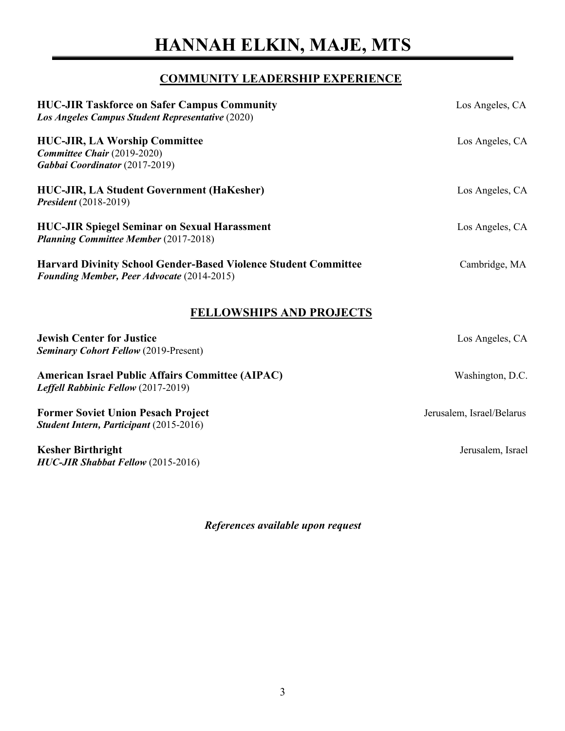# HANNAH ELKIN, MAJE, MTS

## COMMUNITY LEADERSHIP EXPERIENCE

**HUC-JIR Taskforce on Safer Campus Community** Los Angeles, CA
***Los Angeles Campus Student Representative*** (2020)

**HUC-JIR, LA Worship Committee** Los Angeles, CA
***Committee Chair*** (2019-2020)
***Gabbai Coordinator*** (2017-2019)

**HUC-JIR, LA Student Government (HaKesher)** Los Angeles, CA
***President*** (2018-2019)

**HUC-JIR Spiegel Seminar on Sexual Harassment** Los Angeles, CA
***Planning Committee Member*** (2017-2018)

**Harvard Divinity School Gender-Based Violence Student Committee** Cambridge, MA
***Founding Member, Peer Advocate*** (2014-2015)

## FELLOWSHIPS AND PROJECTS

**Jewish Center for Justice** Los Angeles, CA
***Seminary Cohort Fellow*** (2019-Present)

**American Israel Public Affairs Committee (AIPAC)** Washington, D.C.
***Leffell Rabbinic Fellow*** (2017-2019)

**Former Soviet Union Pesach Project** Jerusalem, Israel/Belarus
***Student Intern, Participant*** (2015-2016)

**Kesher Birthright** Jerusalem, Israel
***HUC-JIR Shabbat Fellow*** (2015-2016)

***References available upon request***